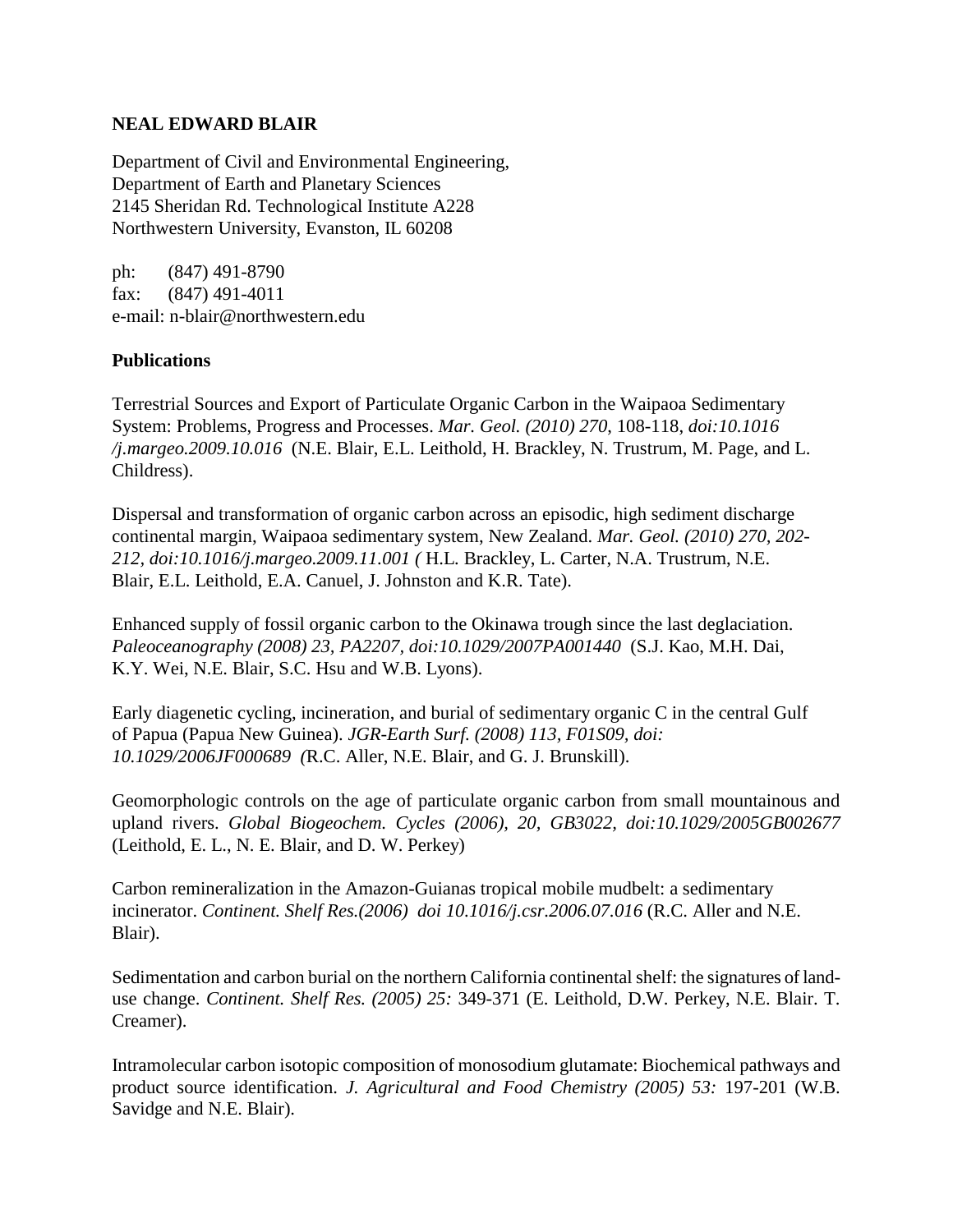**NEAL EDWARD BLAIR**

Department of Civil and Environmental Engineering,
Department of Earth and Planetary Sciences
2145 Sheridan Rd. Technological Institute A228
Northwestern University, Evanston, IL 60208

ph: (847) 491-8790
fax: (847) 491-4011
e-mail: n-blair@northwestern.edu

**Publications**

Terrestrial Sources and Export of Particulate Organic Carbon in the Waipaoa Sedimentary System: Problems, Progress and Processes. *Mar. Geol. (2010) 270*, 108-118, *doi:10.1016 /j.margeo.2009.10.016* (N.E. Blair, E.L. Leithold, H. Brackley, N. Trustrum, M. Page, and L. Childress).

Dispersal and transformation of organic carbon across an episodic, high sediment discharge continental margin, Waipaoa sedimentary system, New Zealand. *Mar. Geol. (2010) 270, 202-212, doi:10.1016/j.margeo.2009.11.001 (* H.L. Brackley, L. Carter, N.A. Trustrum, N.E. Blair, E.L. Leithold, E.A. Canuel, J. Johnston and K.R. Tate).

Enhanced supply of fossil organic carbon to the Okinawa trough since the last deglaciation. *Paleoceanography (2008) 23, PA2207, doi:10.1029/2007PA001440* (S.J. Kao, M.H. Dai, K.Y. Wei, N.E. Blair, S.C. Hsu and W.B. Lyons).

Early diagenetic cycling, incineration, and burial of sedimentary organic C in the central Gulf of Papua (Papua New Guinea). *JGR-Earth Surf. (2008) 113, F01S09, doi: 10.1029/2006JF000689 (*R.C. Aller, N.E. Blair, and G. J. Brunskill).

Geomorphologic controls on the age of particulate organic carbon from small mountainous and upland rivers. *Global Biogeochem. Cycles (2006), 20, GB3022, doi:10.1029/2005GB002677* (Leithold, E. L., N. E. Blair, and D. W. Perkey)

Carbon remineralization in the Amazon-Guianas tropical mobile mudbelt: a sedimentary incinerator. *Continent. Shelf Res.(2006) doi 10.1016/j.csr.2006.07.016* (R.C. Aller and N.E. Blair).

Sedimentation and carbon burial on the northern California continental shelf: the signatures of land-use change. *Continent. Shelf Res. (2005) 25:* 349-371 (E. Leithold, D.W. Perkey, N.E. Blair. T. Creamer).

Intramolecular carbon isotopic composition of monosodium glutamate: Biochemical pathways and product source identification. *J. Agricultural and Food Chemistry (2005) 53:* 197-201 (W.B. Savidge and N.E. Blair).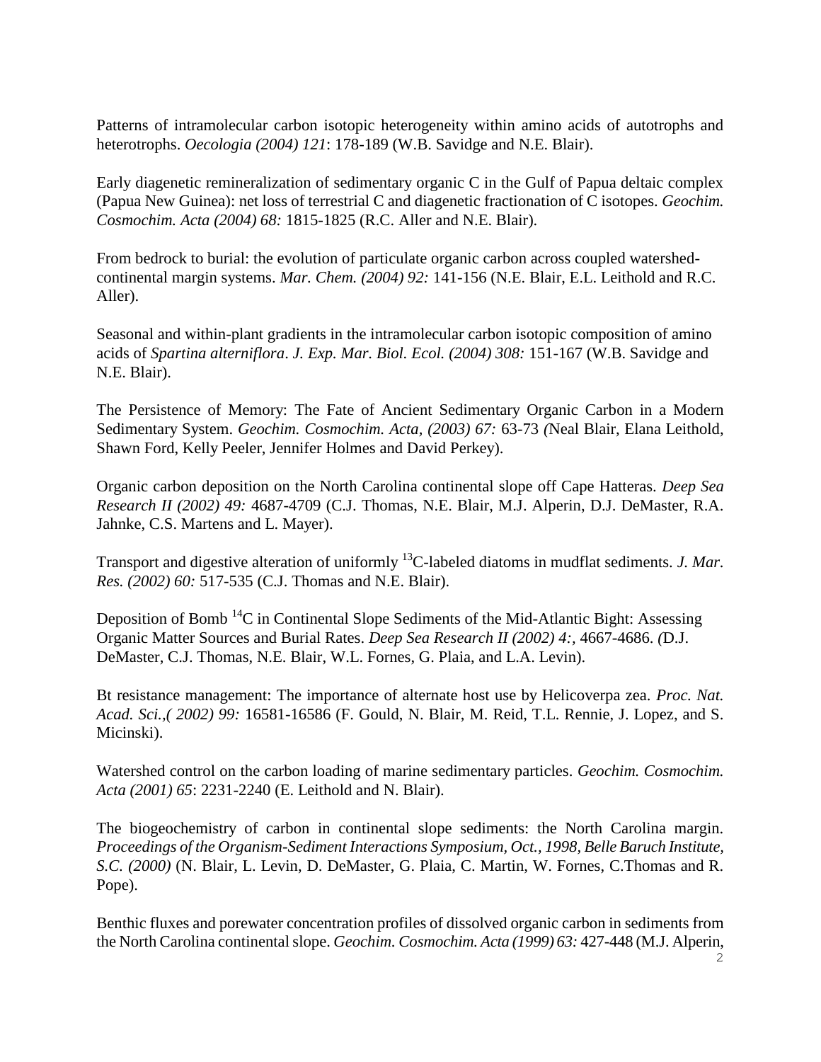Patterns of intramolecular carbon isotopic heterogeneity within amino acids of autotrophs and heterotrophs. *Oecologia (2004) 121*: 178-189 (W.B. Savidge and N.E. Blair).

Early diagenetic remineralization of sedimentary organic C in the Gulf of Papua deltaic complex (Papua New Guinea): net loss of terrestrial C and diagenetic fractionation of C isotopes. *Geochim. Cosmochim. Acta (2004) 68:* 1815-1825 (R.C. Aller and N.E. Blair).

From bedrock to burial: the evolution of particulate organic carbon across coupled watershed-continental margin systems. *Mar. Chem. (2004) 92:* 141-156 (N.E. Blair, E.L. Leithold and R.C. Aller).

Seasonal and within-plant gradients in the intramolecular carbon isotopic composition of amino acids of *Spartina alterniflora*. *J. Exp. Mar. Biol. Ecol. (2004) 308:* 151-167 (W.B. Savidge and N.E. Blair).

The Persistence of Memory: The Fate of Ancient Sedimentary Organic Carbon in a Modern Sedimentary System. *Geochim. Cosmochim. Acta, (2003) 67:* 63-73 *(*Neal Blair, Elana Leithold, Shawn Ford, Kelly Peeler, Jennifer Holmes and David Perkey).

Organic carbon deposition on the North Carolina continental slope off Cape Hatteras. *Deep Sea Research II (2002) 49:* 4687-4709 (C.J. Thomas, N.E. Blair, M.J. Alperin, D.J. DeMaster, R.A. Jahnke, C.S. Martens and L. Mayer).

Transport and digestive alteration of uniformly $^{13}$C-labeled diatoms in mudflat sediments. *J. Mar. Res. (2002) 60:* 517-535 (C.J. Thomas and N.E. Blair).

Deposition of Bomb $^{14}$C in Continental Slope Sediments of the Mid-Atlantic Bight: Assessing Organic Matter Sources and Burial Rates. *Deep Sea Research II (2002) 4:,* 4667-4686. *(*D.J. DeMaster, C.J. Thomas, N.E. Blair, W.L. Fornes, G. Plaia, and L.A. Levin).

Bt resistance management: The importance of alternate host use by Helicoverpa zea. *Proc. Nat. Acad. Sci.,( 2002) 99:* 16581-16586 (F. Gould, N. Blair, M. Reid, T.L. Rennie, J. Lopez, and S. Micinski).

Watershed control on the carbon loading of marine sedimentary particles. *Geochim. Cosmochim. Acta (2001) 65*: 2231-2240 (E. Leithold and N. Blair).

The biogeochemistry of carbon in continental slope sediments: the North Carolina margin. *Proceedings of the Organism-Sediment Interactions Symposium, Oct., 1998, Belle Baruch Institute, S.C. (2000)* (N. Blair, L. Levin, D. DeMaster, G. Plaia, C. Martin, W. Fornes, C.Thomas and R. Pope).

Benthic fluxes and porewater concentration profiles of dissolved organic carbon in sediments from the North Carolina continental slope. *Geochim. Cosmochim. Acta (1999) 63:* 427-448 (M.J. Alperin,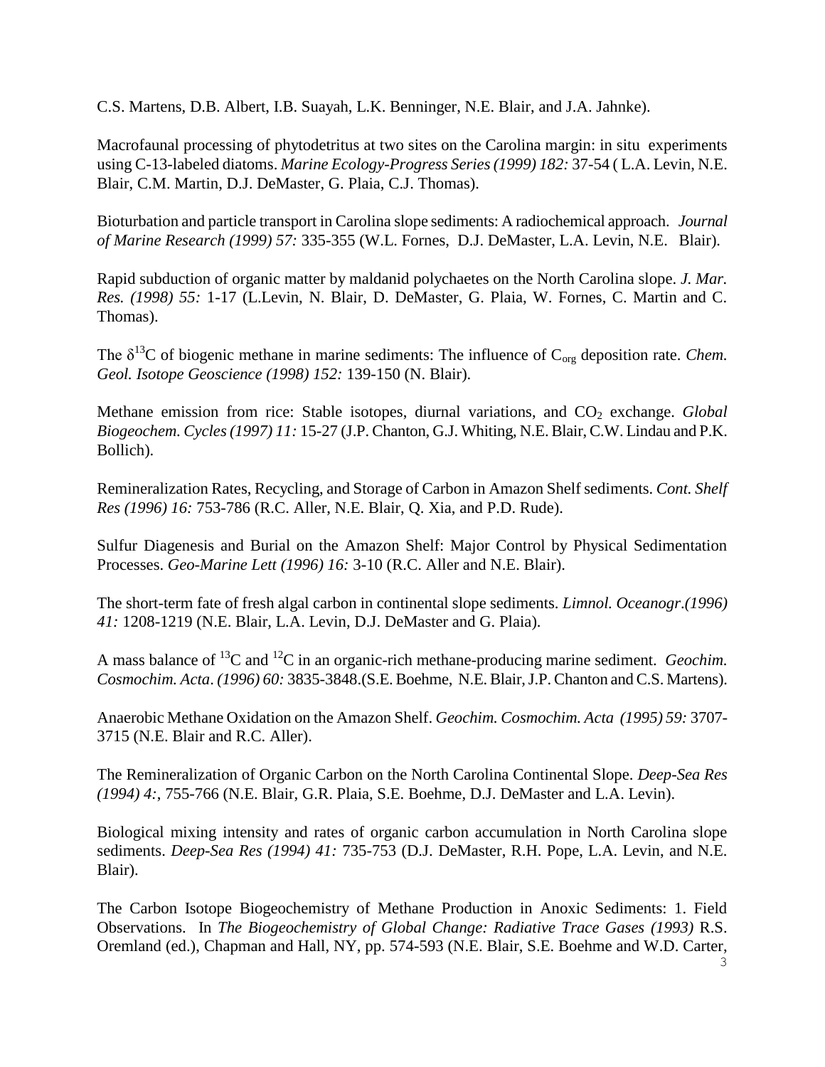C.S. Martens, D.B. Albert, I.B. Suayah, L.K. Benninger, N.E. Blair, and J.A. Jahnke).

Macrofaunal processing of phytodetritus at two sites on the Carolina margin: in situ experiments using C-13-labeled diatoms. *Marine Ecology-Progress Series (1999) 182:* 37-54 ( L.A. Levin, N.E. Blair, C.M. Martin, D.J. DeMaster, G. Plaia, C.J. Thomas).

Bioturbation and particle transport in Carolina slope sediments: A radiochemical approach. *Journal of Marine Research (1999) 57:* 335-355 (W.L. Fornes, D.J. DeMaster, L.A. Levin, N.E. Blair).

Rapid subduction of organic matter by maldanid polychaetes on the North Carolina slope. *J. Mar. Res. (1998) 55:* 1-17 (L.Levin, N. Blair, D. DeMaster, G. Plaia, W. Fornes, C. Martin and C. Thomas).

The $\delta^{13}C$ of biogenic methane in marine sediments: The influence of $C_{org}$ deposition rate. *Chem. Geol. Isotope Geoscience (1998) 152:* 139-150 (N. Blair).

Methane emission from rice: Stable isotopes, diurnal variations, and $CO_2$ exchange. *Global Biogeochem. Cycles (1997) 11:* 15-27 (J.P. Chanton, G.J. Whiting, N.E. Blair, C.W. Lindau and P.K. Bollich).

Remineralization Rates, Recycling, and Storage of Carbon in Amazon Shelf sediments. *Cont. Shelf Res (1996) 16:* 753-786 (R.C. Aller, N.E. Blair, Q. Xia, and P.D. Rude).

Sulfur Diagenesis and Burial on the Amazon Shelf: Major Control by Physical Sedimentation Processes. *Geo-Marine Lett (1996) 16:* 3-10 (R.C. Aller and N.E. Blair).

The short-term fate of fresh algal carbon in continental slope sediments. *Limnol. Oceanogr.(1996) 41:* 1208-1219 (N.E. Blair, L.A. Levin, D.J. DeMaster and G. Plaia).

A mass balance of $^{13}C$ and $^{12}C$ in an organic-rich methane-producing marine sediment. *Geochim. Cosmochim. Acta. (1996) 60:* 3835-3848.(S.E. Boehme, N.E. Blair, J.P. Chanton and C.S. Martens).

Anaerobic Methane Oxidation on the Amazon Shelf. *Geochim. Cosmochim. Acta (1995) 59:* 3707-3715 (N.E. Blair and R.C. Aller).

The Remineralization of Organic Carbon on the North Carolina Continental Slope. *Deep-Sea Res (1994) 4:*, 755-766 (N.E. Blair, G.R. Plaia, S.E. Boehme, D.J. DeMaster and L.A. Levin).

Biological mixing intensity and rates of organic carbon accumulation in North Carolina slope sediments. *Deep-Sea Res (1994) 41:* 735-753 (D.J. DeMaster, R.H. Pope, L.A. Levin, and N.E. Blair).

The Carbon Isotope Biogeochemistry of Methane Production in Anoxic Sediments: 1. Field Observations. In *The Biogeochemistry of Global Change: Radiative Trace Gases (1993)* R.S. Oremland (ed.), Chapman and Hall, NY, pp. 574-593 (N.E. Blair, S.E. Boehme and W.D. Carter,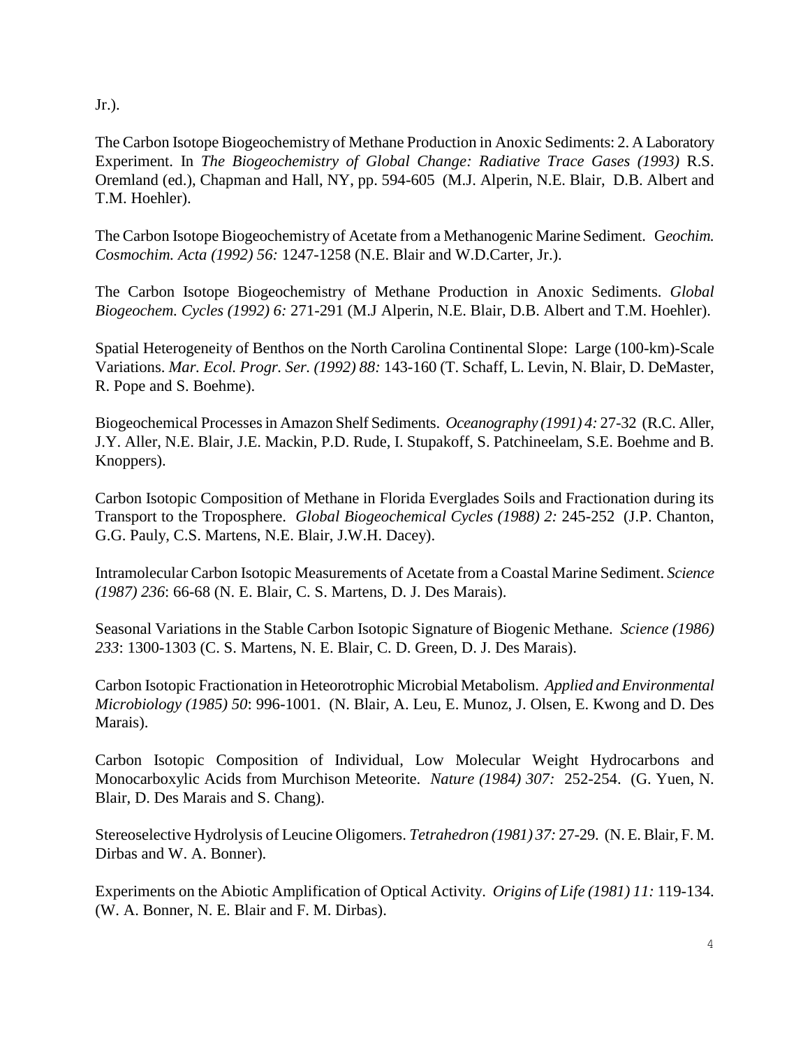Jr.).

The Carbon Isotope Biogeochemistry of Methane Production in Anoxic Sediments: 2. A Laboratory Experiment. In *The Biogeochemistry of Global Change: Radiative Trace Gases (1993)* R.S. Oremland (ed.), Chapman and Hall, NY, pp. 594-605 (M.J. Alperin, N.E. Blair, D.B. Albert and T.M. Hoehler).

The Carbon Isotope Biogeochemistry of Acetate from a Methanogenic Marine Sediment. G*eochim. Cosmochim. Acta (1992) 56:* 1247-1258 (N.E. Blair and W.D.Carter, Jr.).

The Carbon Isotope Biogeochemistry of Methane Production in Anoxic Sediments. *Global Biogeochem. Cycles (1992) 6:* 271-291 (M.J Alperin, N.E. Blair, D.B. Albert and T.M. Hoehler).

Spatial Heterogeneity of Benthos on the North Carolina Continental Slope: Large (100-km)-Scale Variations. *Mar. Ecol. Progr. Ser. (1992) 88:* 143-160 (T. Schaff, L. Levin, N. Blair, D. DeMaster, R. Pope and S. Boehme).

Biogeochemical Processes in Amazon Shelf Sediments. *Oceanography (1991) 4:* 27-32 (R.C. Aller, J.Y. Aller, N.E. Blair, J.E. Mackin, P.D. Rude, I. Stupakoff, S. Patchineelam, S.E. Boehme and B. Knoppers).

Carbon Isotopic Composition of Methane in Florida Everglades Soils and Fractionation during its Transport to the Troposphere. *Global Biogeochemical Cycles (1988) 2:* 245-252 (J.P. Chanton, G.G. Pauly, C.S. Martens, N.E. Blair, J.W.H. Dacey).

Intramolecular Carbon Isotopic Measurements of Acetate from a Coastal Marine Sediment. *Science (1987) 236*: 66-68 (N. E. Blair, C. S. Martens, D. J. Des Marais).

Seasonal Variations in the Stable Carbon Isotopic Signature of Biogenic Methane. *Science (1986) 233*: 1300-1303 (C. S. Martens, N. E. Blair, C. D. Green, D. J. Des Marais).

Carbon Isotopic Fractionation in Heteorotrophic Microbial Metabolism. *Applied and Environmental Microbiology (1985) 50*: 996-1001. (N. Blair, A. Leu, E. Munoz, J. Olsen, E. Kwong and D. Des Marais).

Carbon Isotopic Composition of Individual, Low Molecular Weight Hydrocarbons and Monocarboxylic Acids from Murchison Meteorite. *Nature (1984) 307:* 252-254. (G. Yuen, N. Blair, D. Des Marais and S. Chang).

Stereoselective Hydrolysis of Leucine Oligomers. *Tetrahedron (1981) 37:* 27-29. (N. E. Blair, F. M. Dirbas and W. A. Bonner).

Experiments on the Abiotic Amplification of Optical Activity. *Origins of Life (1981) 11:* 119-134. (W. A. Bonner, N. E. Blair and F. M. Dirbas).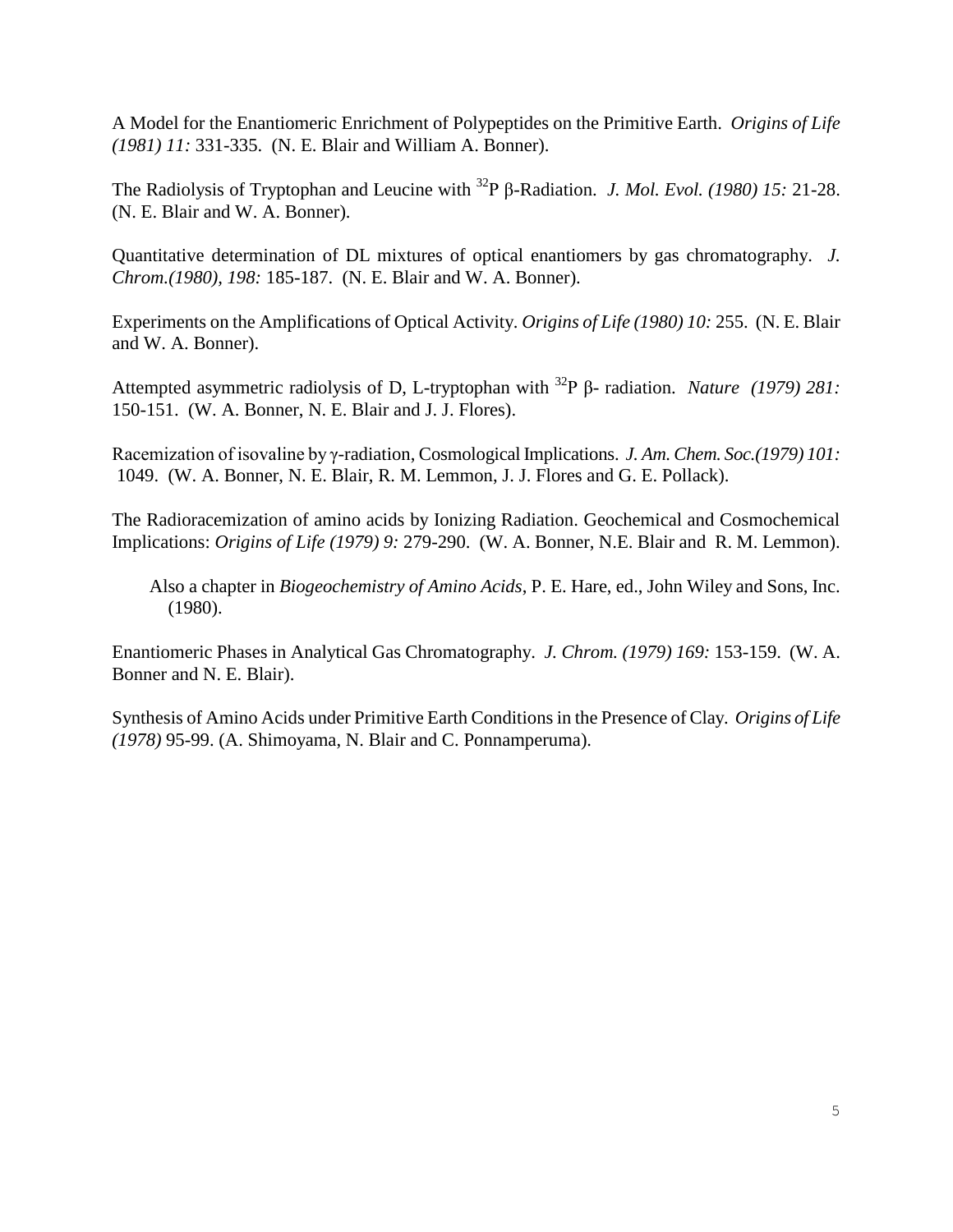A Model for the Enantiomeric Enrichment of Polypeptides on the Primitive Earth. *Origins of Life (1981) 11:* 331-335. (N. E. Blair and William A. Bonner).

The Radiolysis of Tryptophan and Leucine with $^{32}$P β-Radiation. *J. Mol. Evol. (1980) 15:* 21-28. (N. E. Blair and W. A. Bonner).

Quantitative determination of DL mixtures of optical enantiomers by gas chromatography. *J. Chrom.(1980), 198:* 185-187. (N. E. Blair and W. A. Bonner).

Experiments on the Amplifications of Optical Activity. *Origins of Life (1980) 10:* 255. (N. E. Blair and W. A. Bonner).

Attempted asymmetric radiolysis of D, L-tryptophan with $^{32}$P β- radiation. *Nature (1979) 281:* 150-151. (W. A. Bonner, N. E. Blair and J. J. Flores).

Racemization of isovaline by γ-radiation, Cosmological Implications. *J. Am. Chem. Soc.(1979) 101:* 1049. (W. A. Bonner, N. E. Blair, R. M. Lemmon, J. J. Flores and G. E. Pollack).

The Radioracemization of amino acids by Ionizing Radiation. Geochemical and Cosmochemical Implications: *Origins of Life (1979) 9:* 279-290. (W. A. Bonner, N.E. Blair and R. M. Lemmon).

Also a chapter in *Biogeochemistry of Amino Acids*, P. E. Hare, ed., John Wiley and Sons, Inc. (1980).

Enantiomeric Phases in Analytical Gas Chromatography. *J. Chrom. (1979) 169:* 153-159. (W. A. Bonner and N. E. Blair).

Synthesis of Amino Acids under Primitive Earth Conditions in the Presence of Clay. *Origins of Life (1978)* 95-99. (A. Shimoyama, N. Blair and C. Ponnamperuma).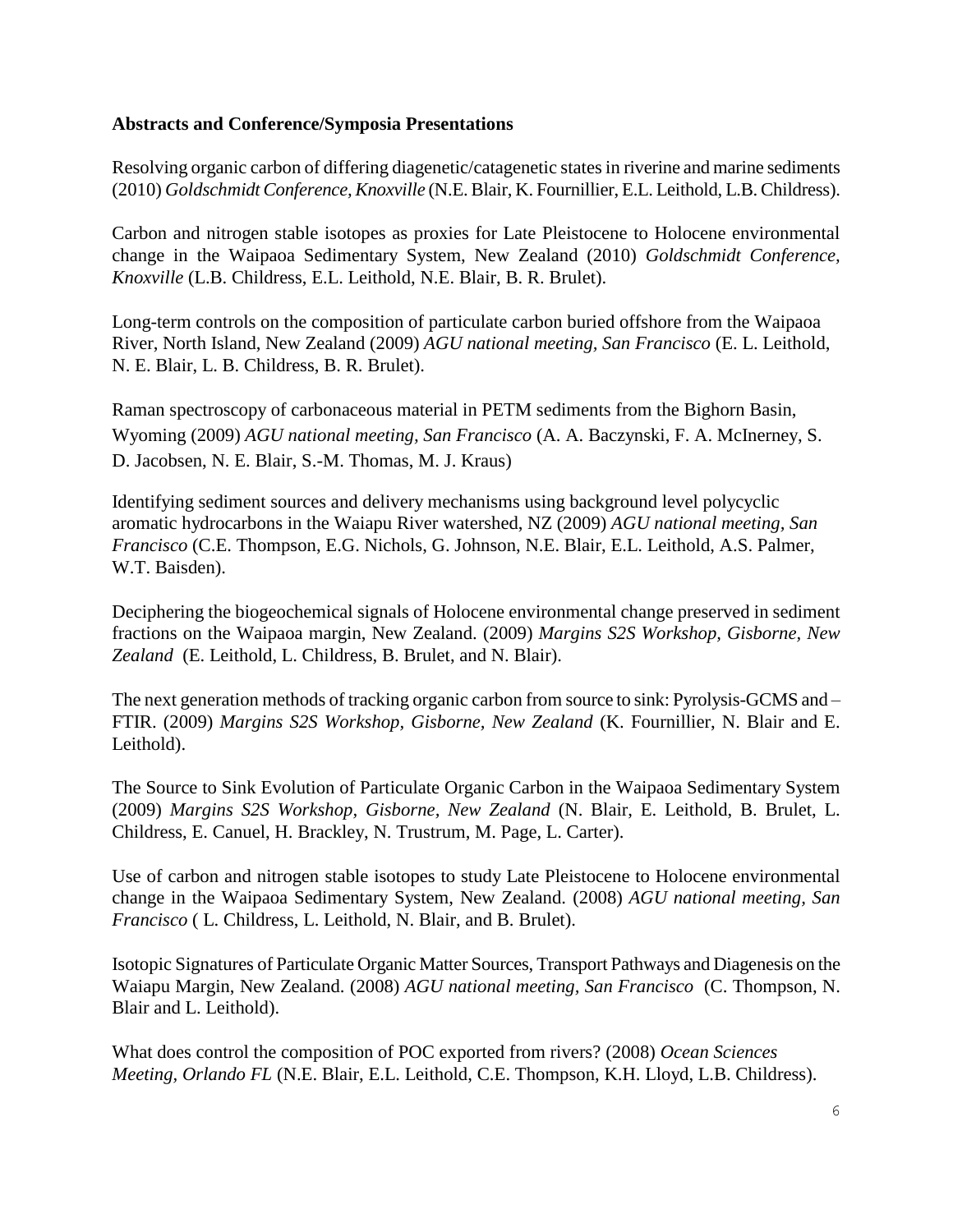**Abstracts and Conference/Symposia Presentations**

Resolving organic carbon of differing diagenetic/catagenetic states in riverine and marine sediments (2010) *Goldschmidt Conference, Knoxville* (N.E. Blair, K. Fournillier, E.L. Leithold, L.B. Childress).

Carbon and nitrogen stable isotopes as proxies for Late Pleistocene to Holocene environmental change in the Waipaoa Sedimentary System, New Zealand (2010) *Goldschmidt Conference, Knoxville* (L.B. Childress, E.L. Leithold, N.E. Blair, B. R. Brulet).

Long-term controls on the composition of particulate carbon buried offshore from the Waipaoa River, North Island, New Zealand (2009) *AGU national meeting, San Francisco* (E. L. Leithold, N. E. Blair, L. B. Childress, B. R. Brulet).

Raman spectroscopy of carbonaceous material in PETM sediments from the Bighorn Basin, Wyoming (2009) *AGU national meeting, San Francisco* (A. A. Baczynski, F. A. McInerney, S. D. Jacobsen, N. E. Blair, S.-M. Thomas, M. J. Kraus)

Identifying sediment sources and delivery mechanisms using background level polycyclic aromatic hydrocarbons in the Waiapu River watershed, NZ (2009) *AGU national meeting, San Francisco* (C.E. Thompson, E.G. Nichols, G. Johnson, N.E. Blair, E.L. Leithold, A.S. Palmer, W.T. Baisden).

Deciphering the biogeochemical signals of Holocene environmental change preserved in sediment fractions on the Waipaoa margin, New Zealand. (2009) *Margins S2S Workshop, Gisborne, New Zealand* (E. Leithold, L. Childress, B. Brulet, and N. Blair).

The next generation methods of tracking organic carbon from source to sink: Pyrolysis-GCMS and – FTIR. (2009) *Margins S2S Workshop, Gisborne, New Zealand* (K. Fournillier, N. Blair and E. Leithold).

The Source to Sink Evolution of Particulate Organic Carbon in the Waipaoa Sedimentary System (2009) *Margins S2S Workshop, Gisborne, New Zealand* (N. Blair, E. Leithold, B. Brulet, L. Childress, E. Canuel, H. Brackley, N. Trustrum, M. Page, L. Carter).

Use of carbon and nitrogen stable isotopes to study Late Pleistocene to Holocene environmental change in the Waipaoa Sedimentary System, New Zealand. (2008) *AGU national meeting, San Francisco* ( L. Childress, L. Leithold, N. Blair, and B. Brulet).

Isotopic Signatures of Particulate Organic Matter Sources, Transport Pathways and Diagenesis on the Waiapu Margin, New Zealand. (2008) *AGU national meeting, San Francisco* (C. Thompson, N. Blair and L. Leithold).

What does control the composition of POC exported from rivers? (2008) *Ocean Sciences Meeting, Orlando FL* (N.E. Blair, E.L. Leithold, C.E. Thompson, K.H. Lloyd, L.B. Childress).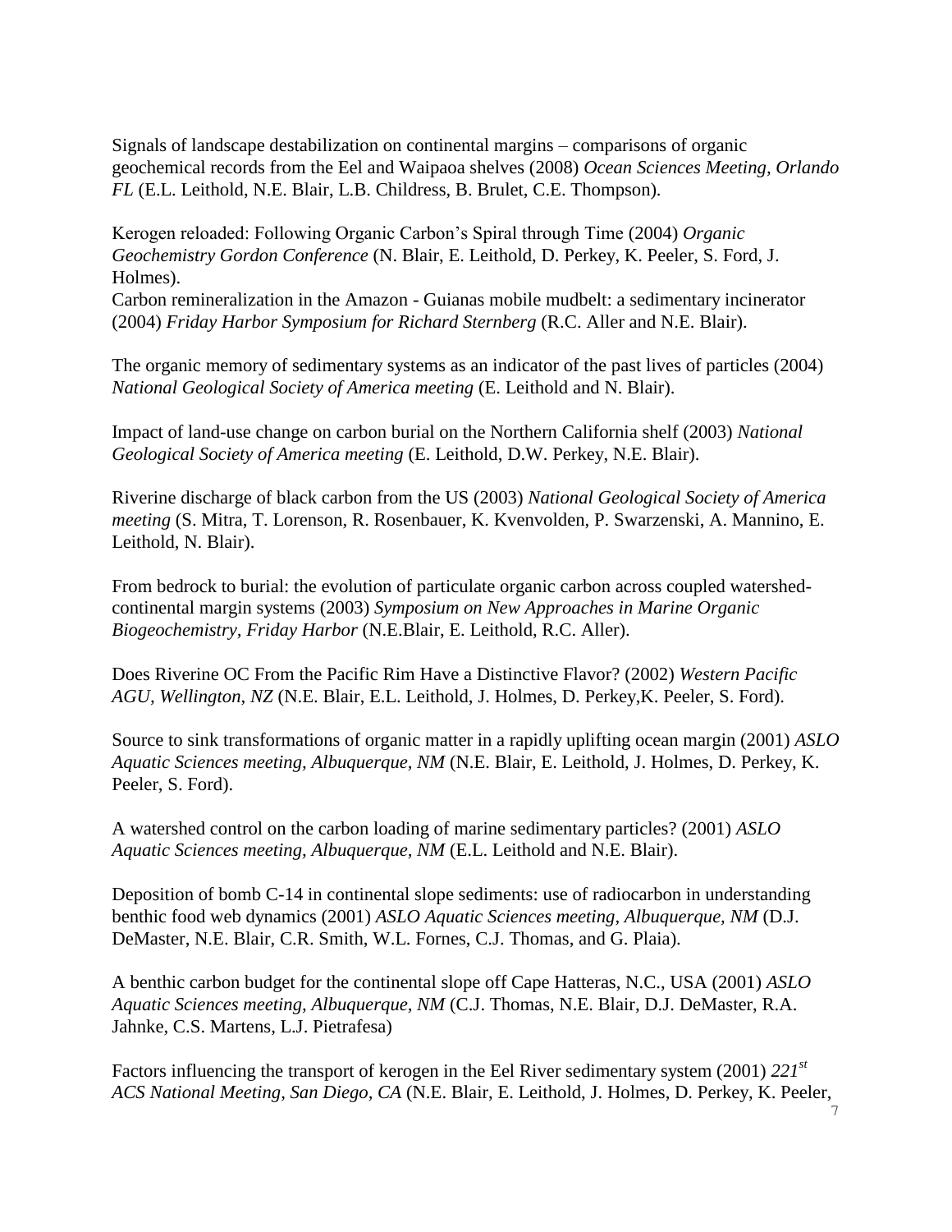Signals of landscape destabilization on continental margins – comparisons of organic geochemical records from the Eel and Waipaoa shelves (2008) *Ocean Sciences Meeting, Orlando FL* (E.L. Leithold, N.E. Blair, L.B. Childress, B. Brulet, C.E. Thompson).

Kerogen reloaded: Following Organic Carbon's Spiral through Time (2004) *Organic Geochemistry Gordon Conference* (N. Blair, E. Leithold, D. Perkey, K. Peeler, S. Ford, J. Holmes).
Carbon remineralization in the Amazon - Guianas mobile mudbelt: a sedimentary incinerator (2004) *Friday Harbor Symposium for Richard Sternberg* (R.C. Aller and N.E. Blair).

The organic memory of sedimentary systems as an indicator of the past lives of particles (2004) *National Geological Society of America meeting* (E. Leithold and N. Blair).

Impact of land-use change on carbon burial on the Northern California shelf (2003) *National Geological Society of America meeting* (E. Leithold, D.W. Perkey, N.E. Blair).

Riverine discharge of black carbon from the US (2003) *National Geological Society of America meeting* (S. Mitra, T. Lorenson, R. Rosenbauer, K. Kvenvolden, P. Swarzenski, A. Mannino, E. Leithold, N. Blair).

From bedrock to burial: the evolution of particulate organic carbon across coupled watershed-continental margin systems (2003) *Symposium on New Approaches in Marine Organic Biogeochemistry, Friday Harbor* (N.E.Blair, E. Leithold, R.C. Aller).

Does Riverine OC From the Pacific Rim Have a Distinctive Flavor? (2002) *Western Pacific AGU, Wellington, NZ* (N.E. Blair, E.L. Leithold, J. Holmes, D. Perkey,K. Peeler, S. Ford).

Source to sink transformations of organic matter in a rapidly uplifting ocean margin (2001) *ASLO Aquatic Sciences meeting, Albuquerque, NM* (N.E. Blair, E. Leithold, J. Holmes, D. Perkey, K. Peeler, S. Ford).

A watershed control on the carbon loading of marine sedimentary particles? (2001) *ASLO Aquatic Sciences meeting, Albuquerque, NM* (E.L. Leithold and N.E. Blair).

Deposition of bomb C-14 in continental slope sediments: use of radiocarbon in understanding benthic food web dynamics (2001) *ASLO Aquatic Sciences meeting, Albuquerque, NM* (D.J. DeMaster, N.E. Blair, C.R. Smith, W.L. Fornes, C.J. Thomas, and G. Plaia).

A benthic carbon budget for the continental slope off Cape Hatteras, N.C., USA (2001) *ASLO Aquatic Sciences meeting, Albuquerque, NM* (C.J. Thomas, N.E. Blair, D.J. DeMaster, R.A. Jahnke, C.S. Martens, L.J. Pietrafesa)

Factors influencing the transport of kerogen in the Eel River sedimentary system (2001) *221st ACS National Meeting, San Diego, CA* (N.E. Blair, E. Leithold, J. Holmes, D. Perkey, K. Peeler,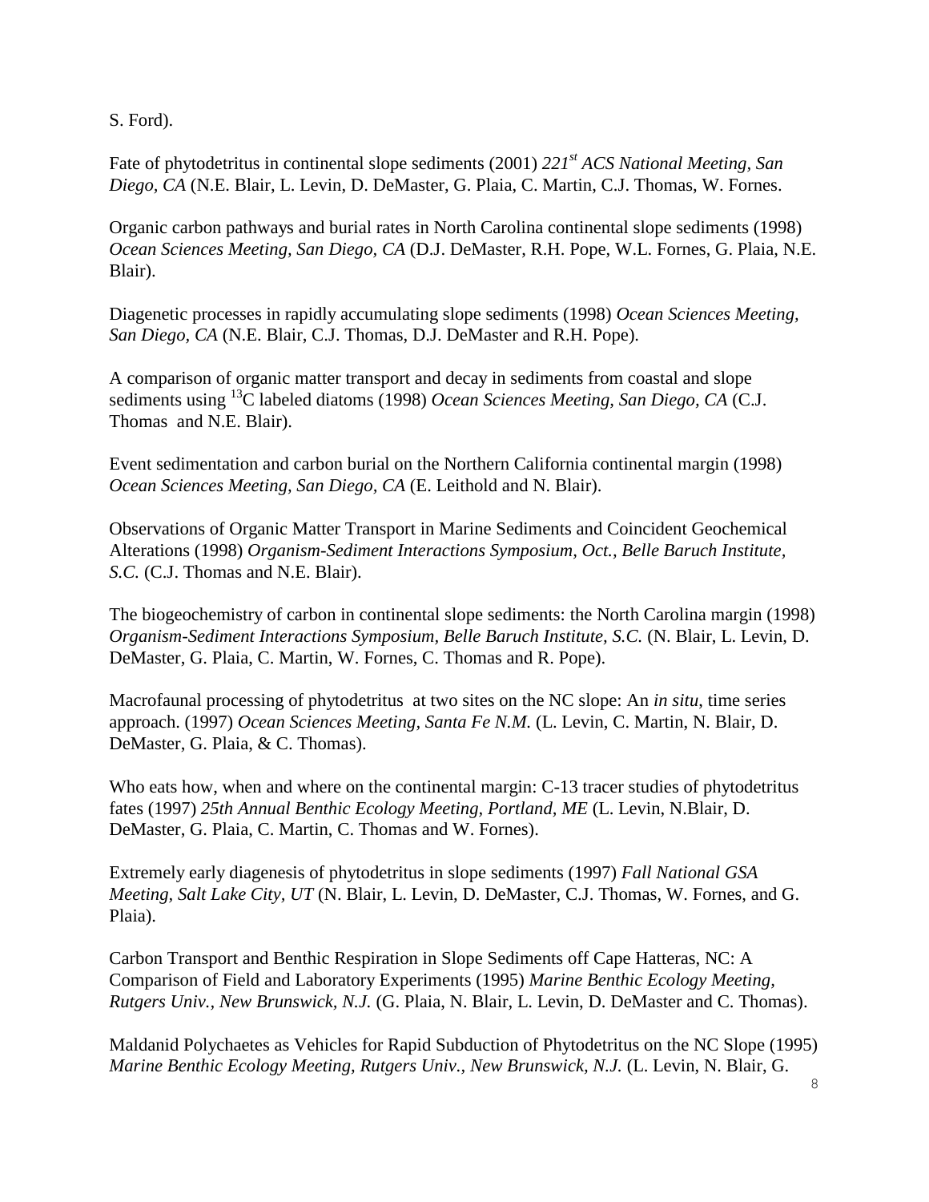S. Ford).

Fate of phytodetritus in continental slope sediments (2001) *221$^{st}$ ACS National Meeting, San Diego, CA* (N.E. Blair, L. Levin, D. DeMaster, G. Plaia, C. Martin, C.J. Thomas, W. Fornes.

Organic carbon pathways and burial rates in North Carolina continental slope sediments (1998) *Ocean Sciences Meeting, San Diego, CA* (D.J. DeMaster, R.H. Pope, W.L. Fornes, G. Plaia, N.E. Blair).

Diagenetic processes in rapidly accumulating slope sediments (1998) *Ocean Sciences Meeting, San Diego, CA* (N.E. Blair, C.J. Thomas, D.J. DeMaster and R.H. Pope).

A comparison of organic matter transport and decay in sediments from coastal and slope sediments using $^{13}$C labeled diatoms (1998) *Ocean Sciences Meeting, San Diego, CA* (C.J. Thomas and N.E. Blair).

Event sedimentation and carbon burial on the Northern California continental margin (1998) *Ocean Sciences Meeting, San Diego, CA* (E. Leithold and N. Blair).

Observations of Organic Matter Transport in Marine Sediments and Coincident Geochemical Alterations (1998) *Organism-Sediment Interactions Symposium, Oct., Belle Baruch Institute, S.C.* (C.J. Thomas and N.E. Blair).

The biogeochemistry of carbon in continental slope sediments: the North Carolina margin (1998) *Organism-Sediment Interactions Symposium, Belle Baruch Institute, S.C.* (N. Blair, L. Levin, D. DeMaster, G. Plaia, C. Martin, W. Fornes, C. Thomas and R. Pope).

Macrofaunal processing of phytodetritus at two sites on the NC slope: An *in situ*, time series approach. (1997) *Ocean Sciences Meeting, Santa Fe N.M.* (L. Levin, C. Martin, N. Blair, D. DeMaster, G. Plaia, & C. Thomas).

Who eats how, when and where on the continental margin: C-13 tracer studies of phytodetritus fates (1997) *25th Annual Benthic Ecology Meeting, Portland, ME* (L. Levin, N.Blair, D. DeMaster, G. Plaia, C. Martin, C. Thomas and W. Fornes).

Extremely early diagenesis of phytodetritus in slope sediments (1997) *Fall National GSA Meeting, Salt Lake City, UT* (N. Blair, L. Levin, D. DeMaster, C.J. Thomas, W. Fornes, and G. Plaia).

Carbon Transport and Benthic Respiration in Slope Sediments off Cape Hatteras, NC: A Comparison of Field and Laboratory Experiments (1995) *Marine Benthic Ecology Meeting, Rutgers Univ., New Brunswick, N.J.* (G. Plaia, N. Blair, L. Levin, D. DeMaster and C. Thomas).

Maldanid Polychaetes as Vehicles for Rapid Subduction of Phytodetritus on the NC Slope (1995) *Marine Benthic Ecology Meeting, Rutgers Univ., New Brunswick, N.J.* (L. Levin, N. Blair, G.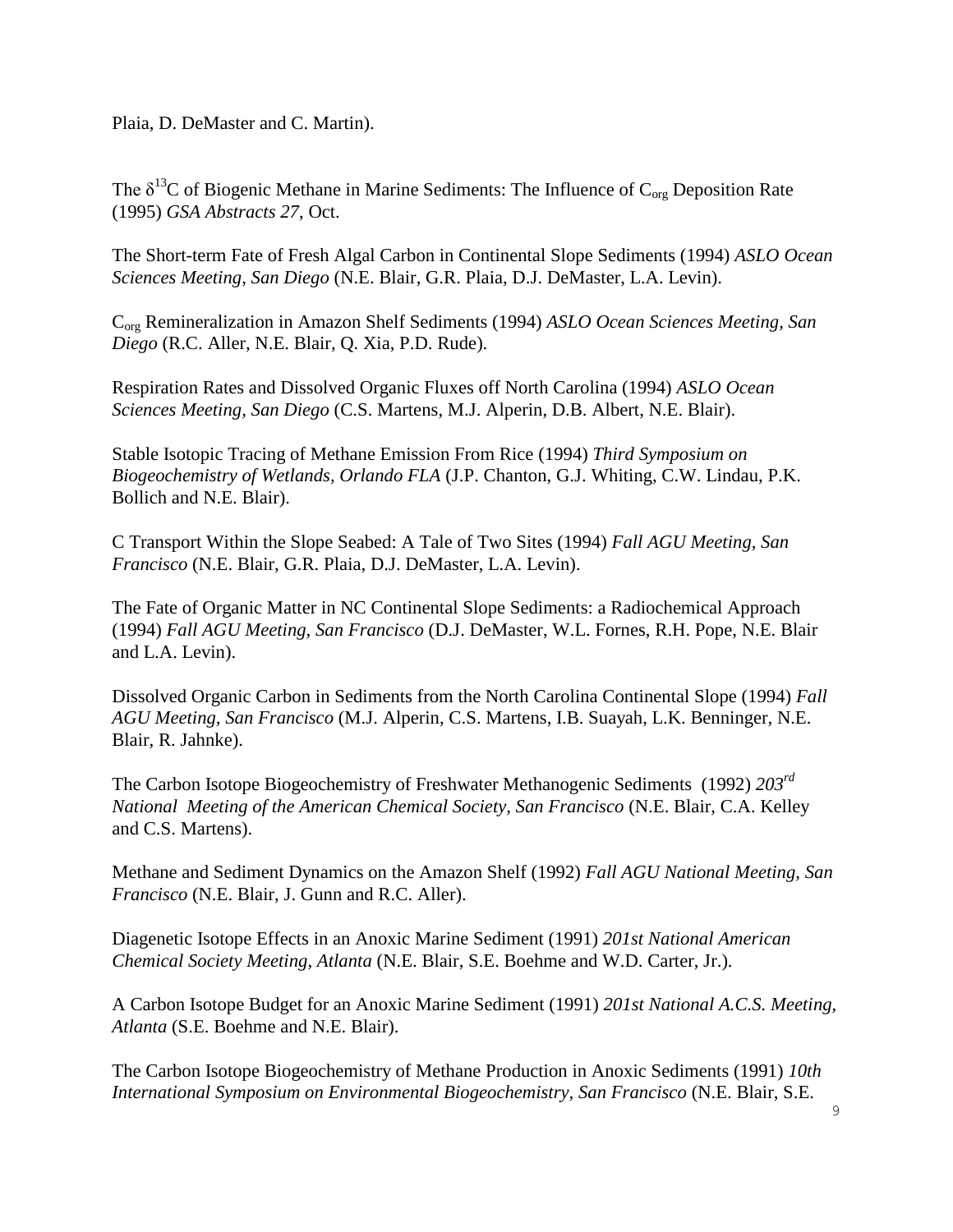Plaia, D. DeMaster and C. Martin).

The $\delta^{13}C$ of Biogenic Methane in Marine Sediments: The Influence of $C_{org}$ Deposition Rate (1995) *GSA Abstracts 27*, Oct.

The Short-term Fate of Fresh Algal Carbon in Continental Slope Sediments (1994) *ASLO Ocean Sciences Meeting, San Diego* (N.E. Blair, G.R. Plaia, D.J. DeMaster, L.A. Levin).

$C_{org}$ Remineralization in Amazon Shelf Sediments (1994) *ASLO Ocean Sciences Meeting, San Diego* (R.C. Aller, N.E. Blair, Q. Xia, P.D. Rude).

Respiration Rates and Dissolved Organic Fluxes off North Carolina (1994) *ASLO Ocean Sciences Meeting, San Diego* (C.S. Martens, M.J. Alperin, D.B. Albert, N.E. Blair).

Stable Isotopic Tracing of Methane Emission From Rice (1994) *Third Symposium on Biogeochemistry of Wetlands, Orlando FLA* (J.P. Chanton, G.J. Whiting, C.W. Lindau, P.K. Bollich and N.E. Blair).

C Transport Within the Slope Seabed: A Tale of Two Sites (1994) *Fall AGU Meeting, San Francisco* (N.E. Blair, G.R. Plaia, D.J. DeMaster, L.A. Levin).

The Fate of Organic Matter in NC Continental Slope Sediments: a Radiochemical Approach (1994) *Fall AGU Meeting, San Francisco* (D.J. DeMaster, W.L. Fornes, R.H. Pope, N.E. Blair and L.A. Levin).

Dissolved Organic Carbon in Sediments from the North Carolina Continental Slope (1994) *Fall AGU Meeting, San Francisco* (M.J. Alperin, C.S. Martens, I.B. Suayah, L.K. Benninger, N.E. Blair, R. Jahnke).

The Carbon Isotope Biogeochemistry of Freshwater Methanogenic Sediments (1992) *203rd National Meeting of the American Chemical Society, San Francisco* (N.E. Blair, C.A. Kelley and C.S. Martens).

Methane and Sediment Dynamics on the Amazon Shelf (1992) *Fall AGU National Meeting, San Francisco* (N.E. Blair, J. Gunn and R.C. Aller).

Diagenetic Isotope Effects in an Anoxic Marine Sediment (1991) *201st National American Chemical Society Meeting, Atlanta* (N.E. Blair, S.E. Boehme and W.D. Carter, Jr.).

A Carbon Isotope Budget for an Anoxic Marine Sediment (1991) *201st National A.C.S. Meeting, Atlanta* (S.E. Boehme and N.E. Blair).

The Carbon Isotope Biogeochemistry of Methane Production in Anoxic Sediments (1991) *10th International Symposium on Environmental Biogeochemistry, San Francisco* (N.E. Blair, S.E.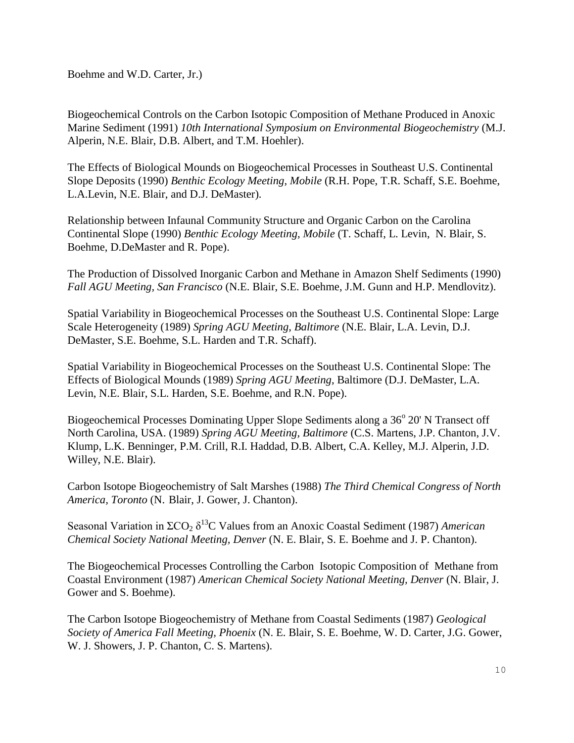Boehme and W.D. Carter, Jr.)

Biogeochemical Controls on the Carbon Isotopic Composition of Methane Produced in Anoxic Marine Sediment (1991) *10th International Symposium on Environmental Biogeochemistry* (M.J. Alperin, N.E. Blair, D.B. Albert, and T.M. Hoehler).

The Effects of Biological Mounds on Biogeochemical Processes in Southeast U.S. Continental Slope Deposits (1990) *Benthic Ecology Meeting, Mobile* (R.H. Pope, T.R. Schaff, S.E. Boehme, L.A.Levin, N.E. Blair, and D.J. DeMaster).

Relationship between Infaunal Community Structure and Organic Carbon on the Carolina Continental Slope (1990) *Benthic Ecology Meeting, Mobile* (T. Schaff, L. Levin, N. Blair, S. Boehme, D.DeMaster and R. Pope).

The Production of Dissolved Inorganic Carbon and Methane in Amazon Shelf Sediments (1990) *Fall AGU Meeting, San Francisco* (N.E. Blair, S.E. Boehme, J.M. Gunn and H.P. Mendlovitz).

Spatial Variability in Biogeochemical Processes on the Southeast U.S. Continental Slope: Large Scale Heterogeneity (1989) *Spring AGU Meeting, Baltimore* (N.E. Blair, L.A. Levin, D.J. DeMaster, S.E. Boehme, S.L. Harden and T.R. Schaff).

Spatial Variability in Biogeochemical Processes on the Southeast U.S. Continental Slope: The Effects of Biological Mounds (1989) *Spring AGU Meeting*, Baltimore (D.J. DeMaster, L.A. Levin, N.E. Blair, S.L. Harden, S.E. Boehme, and R.N. Pope).

Biogeochemical Processes Dominating Upper Slope Sediments along a $36^{o}$ 20' N Transect off North Carolina, USA. (1989) *Spring AGU Meeting, Baltimore* (C.S. Martens, J.P. Chanton, J.V. Klump, L.K. Benninger, P.M. Crill, R.I. Haddad, D.B. Albert, C.A. Kelley, M.J. Alperin, J.D. Willey, N.E. Blair).

Carbon Isotope Biogeochemistry of Salt Marshes (1988) *The Third Chemical Congress of North America, Toronto* (N. Blair, J. Gower, J. Chanton).

Seasonal Variation in $\Sigma CO_2$ $\delta^{13}C$ Values from an Anoxic Coastal Sediment (1987) *American Chemical Society National Meeting, Denver* (N. E. Blair, S. E. Boehme and J. P. Chanton).

The Biogeochemical Processes Controlling the Carbon Isotopic Composition of Methane from Coastal Environment (1987) *American Chemical Society National Meeting, Denver* (N. Blair, J. Gower and S. Boehme).

The Carbon Isotope Biogeochemistry of Methane from Coastal Sediments (1987) *Geological Society of America Fall Meeting, Phoenix* (N. E. Blair, S. E. Boehme, W. D. Carter, J.G. Gower, W. J. Showers, J. P. Chanton, C. S. Martens).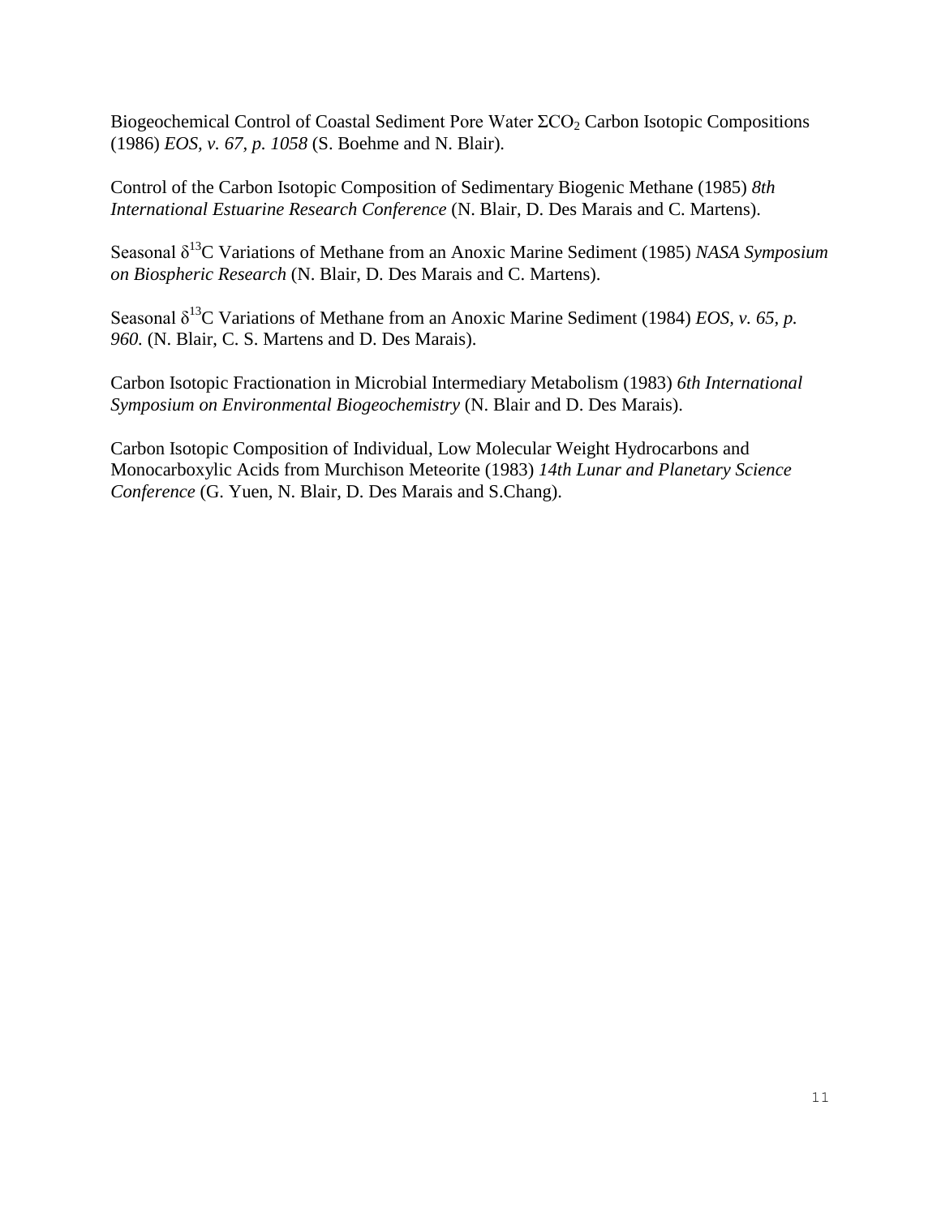Biogeochemical Control of Coastal Sediment Pore Water $\Sigma CO_2$ Carbon Isotopic Compositions (1986) *EOS, v. 67, p. 1058* (S. Boehme and N. Blair).

Control of the Carbon Isotopic Composition of Sedimentary Biogenic Methane (1985) *8th International Estuarine Research Conference* (N. Blair, D. Des Marais and C. Martens).

Seasonal $\delta^{13}C$ Variations of Methane from an Anoxic Marine Sediment (1985) *NASA Symposium on Biospheric Research* (N. Blair, D. Des Marais and C. Martens).

Seasonal $\delta^{13}C$ Variations of Methane from an Anoxic Marine Sediment (1984) *EOS, v. 65, p. 960.* (N. Blair, C. S. Martens and D. Des Marais).

Carbon Isotopic Fractionation in Microbial Intermediary Metabolism (1983) *6th International Symposium on Environmental Biogeochemistry* (N. Blair and D. Des Marais).

Carbon Isotopic Composition of Individual, Low Molecular Weight Hydrocarbons and Monocarboxylic Acids from Murchison Meteorite (1983) *14th Lunar and Planetary Science Conference* (G. Yuen, N. Blair, D. Des Marais and S.Chang).